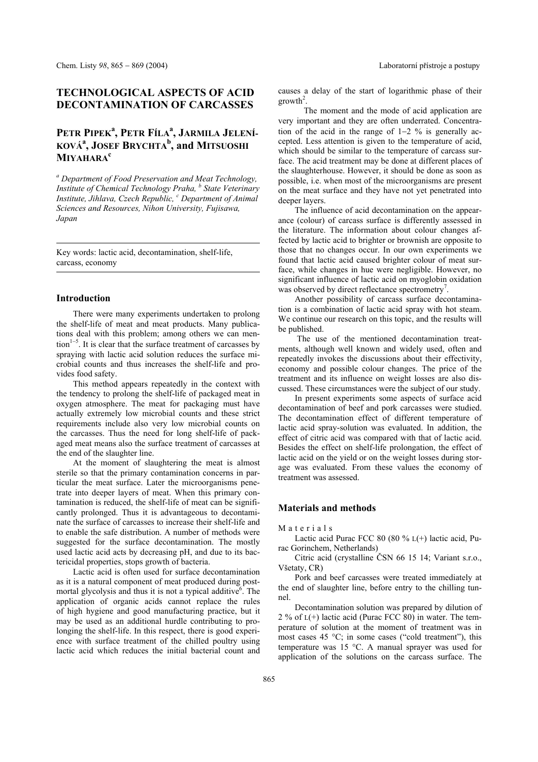# TECHNOLOGICAL ASPECTS OF ACID DECONTAMINATION OF CARCASSES

**PETR PIPEK[a], PETR FÍLA[a], JARMILA JELENÍKOVÁ[a], JOSEF BRYCHTA[b], and MITSUOSHI MIYAHARA[c]**

*[a] Department of Food Preservation and Meat Technology, Institute of Chemical Technology Praha, [b] State Veterinary Institute, Jihlava, Czech Republic, [c] Department of Animal Sciences and Resources, Nihon University, Fujisawa, Japan*

Key words: lactic acid, decontamination, shelf-life, carcass, economy

## Introduction

There were many experiments undertaken to prolong the shelf-life of meat and meat products. Many publications deal with this problem; among others we can mention[1–5]. It is clear that the surface treatment of carcasses by spraying with lactic acid solution reduces the surface microbial counts and thus increases the shelf-life and provides food safety.

This method appears repeatedly in the context with the tendency to prolong the shelf-life of packaged meat in oxygen atmosphere. The meat for packaging must have actually extremely low microbial counts and these strict requirements include also very low microbial counts on the carcasses. Thus the need for long shelf-life of packaged meat means also the surface treatment of carcasses at the end of the slaughter line.

At the moment of slaughtering the meat is almost sterile so that the primary contamination concerns in particular the meat surface. Later the microorganisms penetrate into deeper layers of meat. When this primary contamination is reduced, the shelf-life of meat can be significantly prolonged. Thus it is advantageous to decontaminate the surface of carcasses to increase their shelf-life and to enable the safe distribution. A number of methods were suggested for the surface decontamination. The mostly used lactic acid acts by decreasing pH, and due to its bactericidal properties, stops growth of bacteria.

Lactic acid is often used for surface decontamination as it is a natural component of meat produced during postmortal glycolysis and thus it is not a typical additive[6]. The application of organic acids cannot replace the rules of high hygiene and good manufacturing practice, but it may be used as an additional hurdle contributing to prolonging the shelf-life. In this respect, there is good experience with surface treatment of the chilled poultry using lactic acid which reduces the initial bacterial count and causes a delay of the start of logarithmic phase of their growth[2].

The moment and the mode of acid application are very important and they are often underrated. Concentration of the acid in the range of 1–2 % is generally accepted. Less attention is given to the temperature of acid, which should be similar to the temperature of carcass surface. The acid treatment may be done at different places of the slaughterhouse. However, it should be done as soon as possible, i.e. when most of the microorganisms are present on the meat surface and they have not yet penetrated into deeper layers.

The influence of acid decontamination on the appearance (colour) of carcass surface is differently assessed in the literature. The information about colour changes affected by lactic acid to brighter or brownish are opposite to those that no changes occur. In our own experiments we found that lactic acid caused brighter colour of meat surface, while changes in hue were negligible. However, no significant influence of lactic acid on myoglobin oxidation was observed by direct reflectance spectrometry[7].

Another possibility of carcass surface decontamination is a combination of lactic acid spray with hot steam. We continue our research on this topic, and the results will be published.

The use of the mentioned decontamination treatments, although well known and widely used, often and repeatedly invokes the discussions about their effectivity, economy and possible colour changes. The price of the treatment and its influence on weight losses are also discussed. These circumstances were the subject of our study.

In present experiments some aspects of surface acid decontamination of beef and pork carcasses were studied. The decontamination effect of different temperature of lactic acid spray-solution was evaluated. In addition, the effect of citric acid was compared with that of lactic acid. Besides the effect on shelf-life prolongation, the effect of lactic acid on the yield or on the weight losses during storage was evaluated. From these values the economy of treatment was assessed.

## Materials and methods

### Materials

Lactic acid Purac FCC 80 (80 % L(+) lactic acid, Purac Gorinchem, Netherlands)

Citric acid (crystalline ČSN 66 15 14; Variant s.r.o., Všetaty, CR)

Pork and beef carcasses were treated immediately at the end of slaughter line, before entry to the chilling tunnel.

Decontamination solution was prepared by dilution of 2 % of L(+) lactic acid (Purac FCC 80) in water. The temperature of solution at the moment of treatment was in most cases 45 °C; in some cases ("cold treatment"), this temperature was 15 °C. A manual sprayer was used for application of the solutions on the carcass surface. The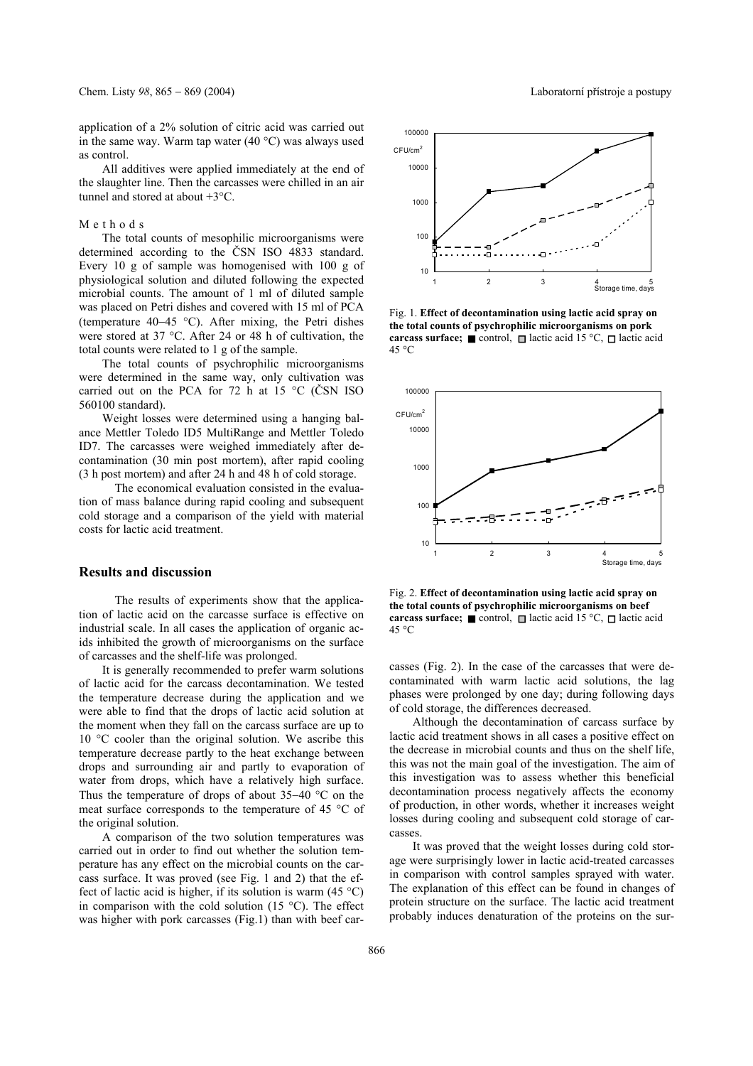application of a 2% solution of citric acid was carried out in the same way. Warm tap water (40 °C) was always used as control.

All additives were applied immediately at the end of the slaughter line. Then the carcasses were chilled in an air tunnel and stored at about +3°C.

M e t h o d s

The total counts of mesophilic microorganisms were determined according to the ČSN ISO 4833 standard. Every 10 g of sample was homogenised with 100 g of physiological solution and diluted following the expected microbial counts. The amount of 1 ml of diluted sample was placed on Petri dishes and covered with 15 ml of PCA (temperature 40–45 °C). After mixing, the Petri dishes were stored at 37 °C. After 24 or 48 h of cultivation, the total counts were related to 1 g of the sample.

The total counts of psychrophilic microorganisms were determined in the same way, only cultivation was carried out on the PCA for 72 h at 15 °C (ČSN ISO 560100 standard).

Weight losses were determined using a hanging balance Mettler Toledo ID5 MultiRange and Mettler Toledo ID7. The carcasses were weighed immediately after decontamination (30 min post mortem), after rapid cooling (3 h post mortem) and after 24 h and 48 h of cold storage.

The economical evaluation consisted in the evaluation of mass balance during rapid cooling and subsequent cold storage and a comparison of the yield with material costs for lactic acid treatment.

## Results and discussion

The results of experiments show that the application of lactic acid on the carcasse surface is effective on industrial scale. In all cases the application of organic acids inhibited the growth of microorganisms on the surface of carcasses and the shelf-life was prolonged.

It is generally recommended to prefer warm solutions of lactic acid for the carcass decontamination. We tested the temperature decrease during the application and we were able to find that the drops of lactic acid solution at the moment when they fall on the carcass surface are up to 10 °C cooler than the original solution. We ascribe this temperature decrease partly to the heat exchange between drops and surrounding air and partly to evaporation of water from drops, which have a relatively high surface. Thus the temperature of drops of about 35–40 °C on the meat surface corresponds to the temperature of 45 °C of the original solution.

A comparison of the two solution temperatures was carried out in order to find out whether the solution temperature has any effect on the microbial counts on the carcass surface. It was proved (see Fig. 1 and 2) that the effect of lactic acid is higher, if its solution is warm (45 °C) in comparison with the cold solution (15 °C). The effect was higher with pork carcasses (Fig.1) than with beef carcasses (Fig. 2). In the case of the carcasses that were decontaminated with warm lactic acid solutions, the lag phases were prolonged by one day; during following days of cold storage, the differences decreased.

Fig. 1. **Effect of decontamination using lactic acid spray on the total counts of psychrophilic microorganisms on pork carcass surface;** ■ control, □ lactic acid 15 °C, □ lactic acid 45 °C

Fig. 2. **Effect of decontamination using lactic acid spray on the total counts of psychrophilic microorganisms on beef carcass surface;** ■ control, □ lactic acid 15 °C, □ lactic acid 45 °C

Although the decontamination of carcass surface by lactic acid treatment shows in all cases a positive effect on the decrease in microbial counts and thus on the shelf life, this was not the main goal of the investigation. The aim of this investigation was to assess whether this beneficial decontamination process negatively affects the economy of production, in other words, whether it increases weight losses during cooling and subsequent cold storage of carcasses.

It was proved that the weight losses during cold storage were surprisingly lower in lactic acid-treated carcasses in comparison with control samples sprayed with water. The explanation of this effect can be found in changes of protein structure on the surface. The lactic acid treatment probably induces denaturation of the proteins on the sur-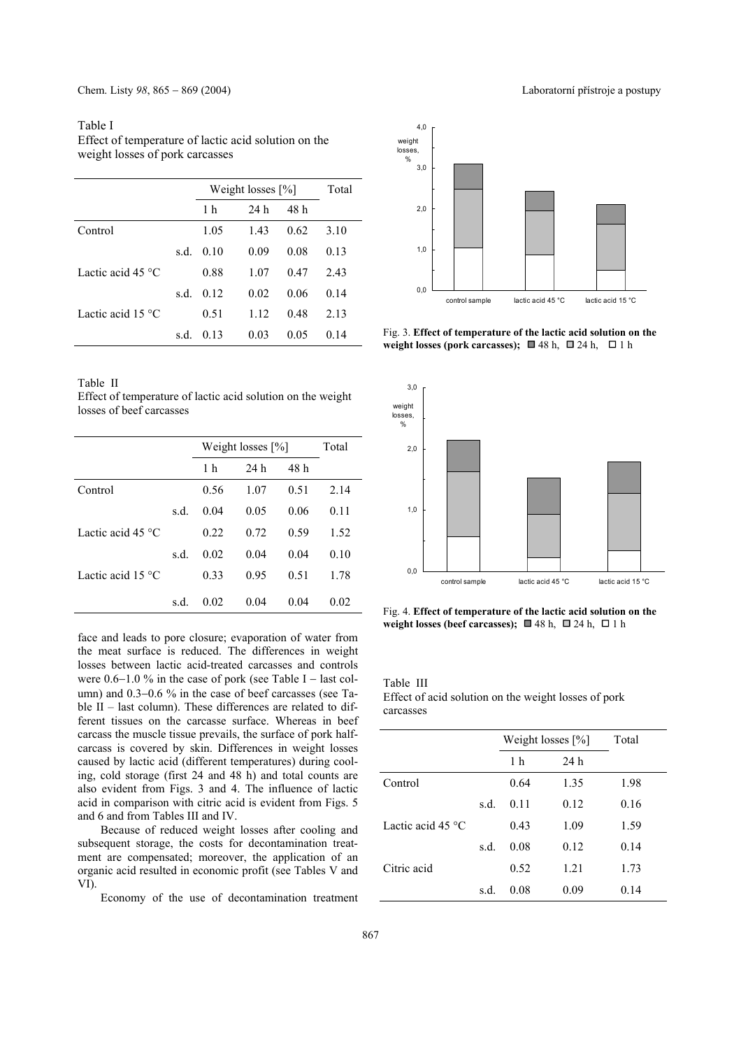Table I
Effect of temperature of lactic acid solution on the weight losses of pork carcasses

| | | Weight losses [%] | | | Total |
|---|---|---|---|---|---|
| | | 1 h | 24 h | 48 h | |
| Control | | 1.05 | 1.43 | 0.62 | 3.10 |
| | s.d. | 0.10 | 0.09 | 0.08 | 0.13 |
| Lactic acid 45 °C | | 0.88 | 1.07 | 0.47 | 2.43 |
| | s.d. | 0.12 | 0.02 | 0.06 | 0.14 |
| Lactic acid 15 °C | | 0.51 | 1.12 | 0.48 | 2.13 |
| | s.d. | 0.13 | 0.03 | 0.05 | 0.14 |

Table II
Effect of temperature of lactic acid solution on the weight losses of beef carcasses

| | | Weight losses [%] | | | Total |
|---|---|---|---|---|---|
| | | 1 h | 24 h | 48 h | |
| Control | | 0.56 | 1.07 | 0.51 | 2.14 |
| | s.d. | 0.04 | 0.05 | 0.06 | 0.11 |
| Lactic acid 45 °C | | 0.22 | 0.72 | 0.59 | 1.52 |
| | s.d. | 0.02 | 0.04 | 0.04 | 0.10 |
| Lactic acid 15 °C | | 0.33 | 0.95 | 0.51 | 1.78 |
| | s.d. | 0.02 | 0.04 | 0.04 | 0.02 |

face and leads to pore closure; evaporation of water from the meat surface is reduced. The differences in weight losses between lactic acid-treated carcasses and controls were 0.6–1.0 % in the case of pork (see Table I – last column) and 0.3–0.6 % in the case of beef carcasses (see Table II – last column). These differences are related to different tissues on the carcasse surface. Whereas in beef carcass the muscle tissue prevails, the surface of pork half-carcass is covered by skin. Differences in weight losses caused by lactic acid (different temperatures) during cooling, cold storage (first 24 and 48 h) and total counts are also evident from Figs. 3 and 4. The influence of lactic acid in comparison with citric acid is evident from Figs. 5 and 6 and from Tables III and IV.

Because of reduced weight losses after cooling and subsequent storage, the costs for decontamination treatment are compensated; moreover, the application of an organic acid resulted in economic profit (see Tables V and VI).

Economy of the use of decontamination treatment

Fig. 3. **Effect of temperature of the lactic acid solution on the weight losses (pork carcasses);** ■ 48 h, □ 24 h, □ 1 h

Fig. 4. **Effect of temperature of the lactic acid solution on the weight losses (beef carcasses);** ■ 48 h, □ 24 h, □ 1 h

Table III
Effect of acid solution on the weight losses of pork carcasses

| | | Weight losses [%] | | Total |
|---|---|---|---|---|
| | | 1 h | 24 h | |
| Control | | 0.64 | 1.35 | 1.98 |
| | s.d. | 0.11 | 0.12 | 0.16 |
| Lactic acid 45 °C | | 0.43 | 1.09 | 1.59 |
| | s.d. | 0.08 | 0.12 | 0.14 |
| Citric acid | | 0.52 | 1.21 | 1.73 |
| | s.d. | 0.08 | 0.09 | 0.14 |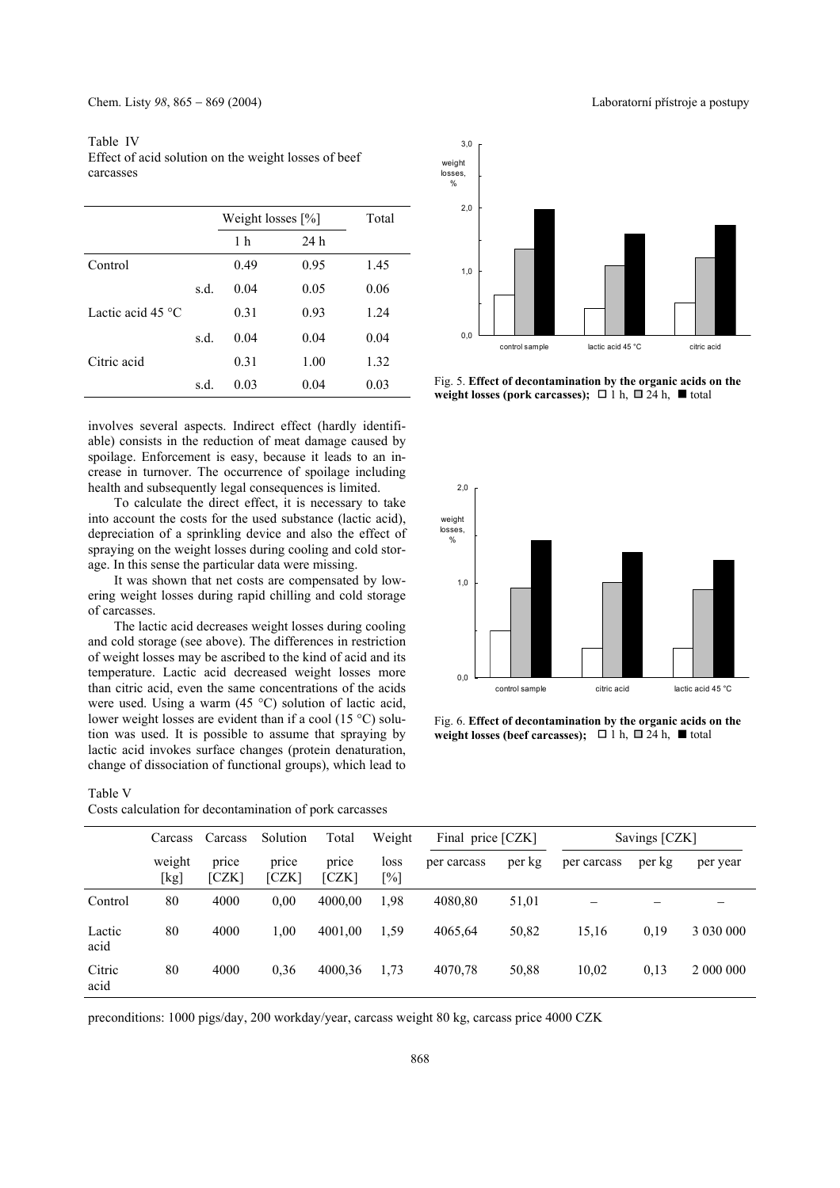Table IV
Effect of acid solution on the weight losses of beef carcasses

| | | Weight losses [%] | | Total |
|---|---|---|---|---|
| | | 1 h | 24 h | |
| Control | | 0.49 | 0.95 | 1.45 |
| | s.d. | 0.04 | 0.05 | 0.06 |
| Lactic acid 45 °C | | 0.31 | 0.93 | 1.24 |
| | s.d. | 0.04 | 0.04 | 0.04 |
| Citric acid | | 0.31 | 1.00 | 1.32 |
| | s.d. | 0.03 | 0.04 | 0.03 |

involves several aspects. Indirect effect (hardly identifiable) consists in the reduction of meat damage caused by spoilage. Enforcement is easy, because it leads to an increase in turnover. The occurrence of spoilage including health and subsequently legal consequences is limited.

To calculate the direct effect, it is necessary to take into account the costs for the used substance (lactic acid), depreciation of a sprinkling device and also the effect of spraying on the weight losses during cooling and cold storage. In this sense the particular data were missing.

It was shown that net costs are compensated by lowering weight losses during rapid chilling and cold storage of carcasses.

The lactic acid decreases weight losses during cooling and cold storage (see above). The differences in restriction of weight losses may be ascribed to the kind of acid and its temperature. Lactic acid decreased weight losses more than citric acid, even the same concentrations of the acids were used. Using a warm (45 °C) solution of lactic acid, lower weight losses are evident than if a cool (15 °C) solution was used. It is possible to assume that spraying by lactic acid invokes surface changes (protein denaturation, change of dissociation of functional groups), which lead to

Fig. 5. **Effect of decontamination by the organic acids on the weight losses (pork carcasses);** □ 1 h, ▨ 24 h, ■ total

Fig. 6. **Effect of decontamination by the organic acids on the weight losses (beef carcasses);** □ 1 h, ▨ 24 h, ■ total

Table V
Costs calculation for decontamination of pork carcasses

| | Carcass weight [kg] | Carcass price [CZK] | Solution price [CZK] | Total price [CZK] | Weight loss [%] | Final price [CZK] | | Savings [CZK] | | |
|---|---|---|---|---|---|---|---|---|---|---|
| | | | | | | per carcass | per kg | per carcass | per kg | per year |
| Control | 80 | 4000 | 0,00 | 4000,00 | 1,98 | 4080,80 | 51,01 | – | – | – |
| Lactic acid | 80 | 4000 | 1,00 | 4001,00 | 1,59 | 4065,64 | 50,82 | 15,16 | 0,19 | 3 030 000 |
| Citric acid | 80 | 4000 | 0,36 | 4000,36 | 1,73 | 4070,78 | 50,88 | 10,02 | 0,13 | 2 000 000 |

preconditions: 1000 pigs/day, 200 workday/year, carcass weight 80 kg, carcass price 4000 CZK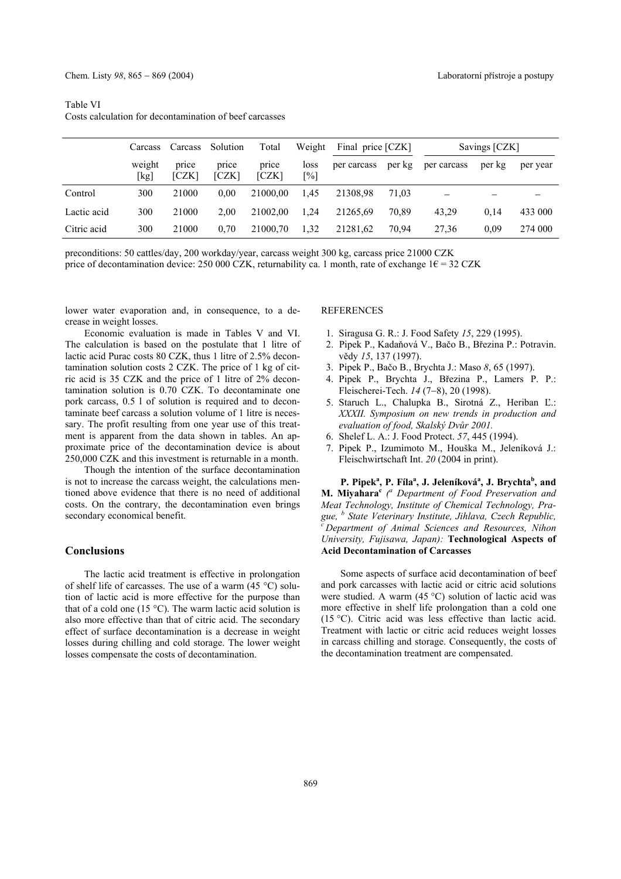Table VI
Costs calculation for decontamination of beef carcasses

| | Carcass weight [kg] | Carcass price [CZK] | Solution price [CZK] | Total price [CZK] | Weight loss [%] | Final price [CZK] | | Savings [CZK] | | |
|---|---|---|---|---|---|---|---|---|---|---|
| | | | | | | per carcass | per kg | per carcass | per kg | per year |
| Control | 300 | 21000 | 0,00 | 21000,00 | 1,45 | 21308,98 | 71,03 | – | – | – |
| Lactic acid | 300 | 21000 | 2,00 | 21002,00 | 1,24 | 21265,69 | 70,89 | 43,29 | 0,14 | 433 000 |
| Citric acid | 300 | 21000 | 0,70 | 21000,70 | 1,32 | 21281,62 | 70,94 | 27,36 | 0,09 | 274 000 |

preconditions: 50 cattles/day, 200 workday/year, carcass weight 300 kg, carcass price 21000 CZK
price of decontamination device: 250 000 CZK, returnability ca. 1 month, rate of exchange 1€ = 32 CZK

lower water evaporation and, in consequence, to a decrease in weight losses.

Economic evaluation is made in Tables V and VI. The calculation is based on the postulate that 1 litre of lactic acid Purac costs 80 CZK, thus 1 litre of 2.5% decontamination solution costs 2 CZK. The price of 1 kg of citric acid is 35 CZK and the price of 1 litre of 2% decontamination solution is 0.70 CZK. To decontaminate one pork carcass, 0.5 l of solution is required and to decontaminate beef carcass a solution volume of 1 litre is necessary. The profit resulting from one year use of this treatment is apparent from the data shown in tables. An approximate price of the decontamination device is about 250,000 CZK and this investment is returnable in a month.

Though the intention of the surface decontamination is not to increase the carcass weight, the calculations mentioned above evidence that there is no need of additional costs. On the contrary, the decontamination even brings secondary economical benefit.

## Conclusions

The lactic acid treatment is effective in prolongation of shelf life of carcasses. The use of a warm (45 °C) solution of lactic acid is more effective for the purpose than that of a cold one (15 °C). The warm lactic acid solution is also more effective than that of citric acid. The secondary effect of surface decontamination is a decrease in weight losses during chilling and cold storage. The lower weight losses compensate the costs of decontamination.

REFERENCES

1. Siragusa G. R.: J. Food Safety *15*, 229 (1995).
2. Pipek P., Kadaňová V., Bačo B., Březina P.: Potravin. vědy *15*, 137 (1997).
3. Pipek P., Bačo B., Brychta J.: Maso *8*, 65 (1997).
4. Pipek P., Brychta J., Březina P., Lamers P. P.: Fleischerei-Tech. *14* (7–8), 20 (1998).
5. Staruch L., Chalupka B., Sirotná Z., Heriban Ľ.: *XXXII. Symposium on new trends in production and evaluation of food, Skalský Dvůr 2001.*
6. Shelef L. A.: J. Food Protect. *57*, 445 (1994).
7. Pipek P., Izumimoto M., Houška M., Jeleníková J.: Fleischwirtschaft Int. *20* (2004 in print).

**P. Pipek[a], P. Fíla[a], J. Jeleníková[a], J. Brychta[b], and M. Miyahara[c]** *([a] Department of Food Preservation and Meat Technology, Institute of Chemical Technology, Prague, [b] State Veterinary Institute, Jihlava, Czech Republic, [c] Department of Animal Sciences and Resources, Nihon University, Fujisawa, Japan):* **Technological Aspects of Acid Decontamination of Carcasses**

Some aspects of surface acid decontamination of beef and pork carcasses with lactic acid or citric acid solutions were studied. A warm (45 °C) solution of lactic acid was more effective in shelf life prolongation than a cold one (15 °C). Citric acid was less effective than lactic acid. Treatment with lactic or citric acid reduces weight losses in carcass chilling and storage. Consequently, the costs of the decontamination treatment are compensated.